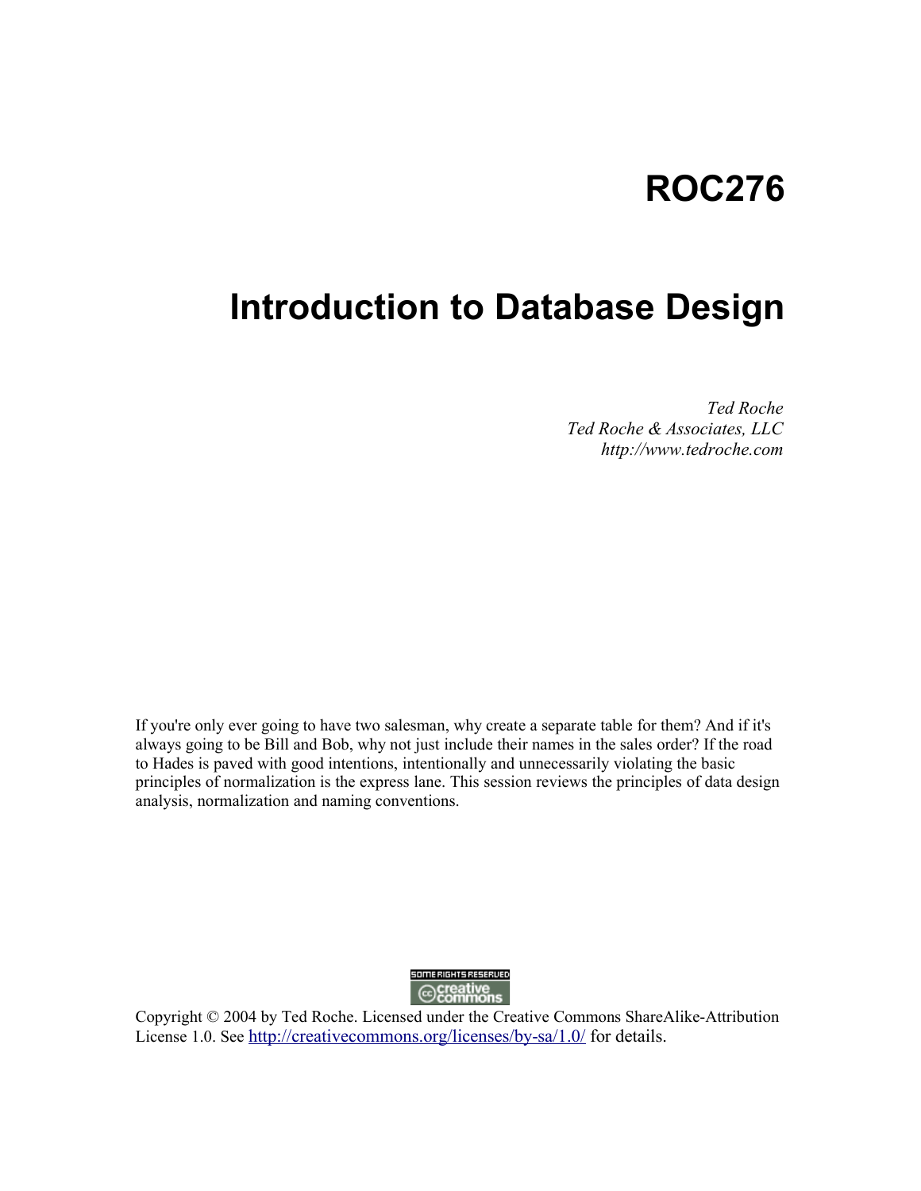# ROC276

# Introduction to Database Design

*Ted Roche*
*Ted Roche & Associates, LLC*
*http://www.tedroche.com*

If you're only ever going to have two salesman, why create a separate table for them? And if it's always going to be Bill and Bob, why not just include their names in the sales order? If the road to Hades is paved with good intentions, intentionally and unnecessarily violating the basic principles of normalization is the express lane. This session reviews the principles of data design analysis, normalization and naming conventions.

SOME RIGHTS RESERVED
creative commons

Copyright © 2004 by Ted Roche. Licensed under the Creative Commons ShareAlike-Attribution License 1.0. See http://creativecommons.org/licenses/by-sa/1.0/ for details.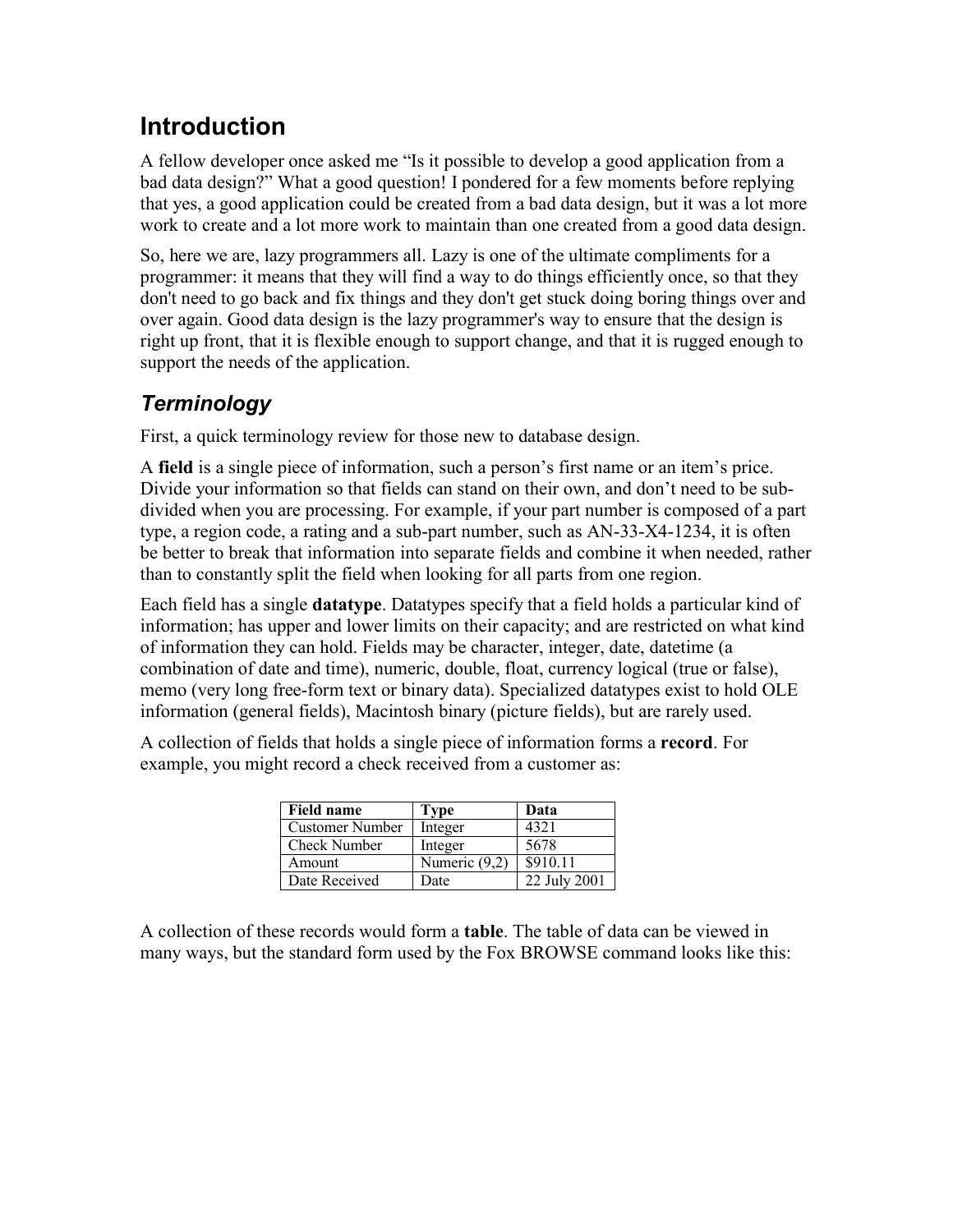# Introduction

A fellow developer once asked me "Is it possible to develop a good application from a bad data design?" What a good question! I pondered for a few moments before replying that yes, a good application could be created from a bad data design, but it was a lot more work to create and a lot more work to maintain than one created from a good data design.

So, here we are, lazy programmers all. Lazy is one of the ultimate compliments for a programmer: it means that they will find a way to do things efficiently once, so that they don't need to go back and fix things and they don't get stuck doing boring things over and over again. Good data design is the lazy programmer's way to ensure that the design is right up front, that it is flexible enough to support change, and that it is rugged enough to support the needs of the application.

## *Terminology*

First, a quick terminology review for those new to database design.

A **field** is a single piece of information, such a person's first name or an item's price. Divide your information so that fields can stand on their own, and don't need to be sub-divided when you are processing. For example, if your part number is composed of a part type, a region code, a rating and a sub-part number, such as AN-33-X4-1234, it is often be better to break that information into separate fields and combine it when needed, rather than to constantly split the field when looking for all parts from one region.

Each field has a single **datatype**. Datatypes specify that a field holds a particular kind of information; has upper and lower limits on their capacity; and are restricted on what kind of information they can hold. Fields may be character, integer, date, datetime (a combination of date and time), numeric, double, float, currency logical (true or false), memo (very long free-form text or binary data). Specialized datatypes exist to hold OLE information (general fields), Macintosh binary (picture fields), but are rarely used.

A collection of fields that holds a single piece of information forms a **record**. For example, you might record a check received from a customer as:

| Field name | Type | Data |
|---|---|---|
| Customer Number | Integer | 4321 |
| Check Number | Integer | 5678 |
| Amount | Numeric (9,2) | $910.11 |
| Date Received | Date | 22 July 2001 |

A collection of these records would form a **table**. The table of data can be viewed in many ways, but the standard form used by the Fox BROWSE command looks like this: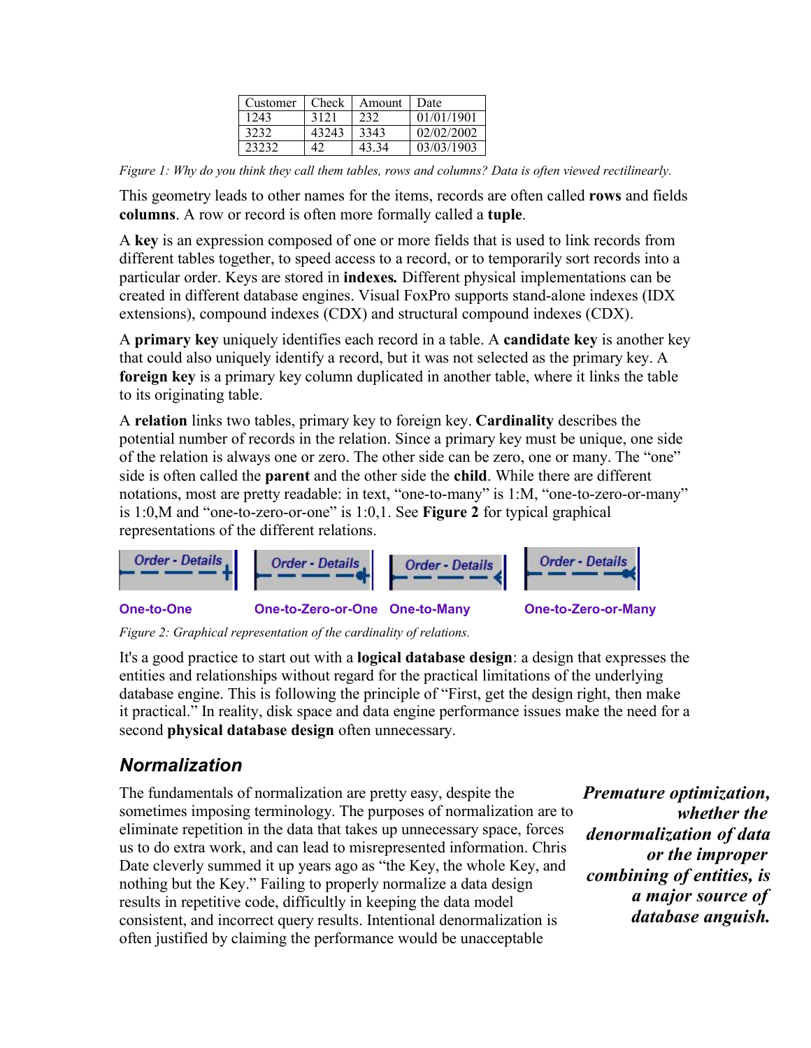| Customer | Check | Amount | Date |
|---|---|---|---|
| 1243 | 3121 | 232 | 01/01/1901 |
| 3232 | 43243 | 3343 | 02/02/2002 |
| 23232 | 42 | 43.34 | 03/03/1903 |

*Figure 1: Why do you think they call them tables, rows and columns? Data is often viewed rectilinearly.*

This geometry leads to other names for the items, records are often called **rows** and fields **columns**. A row or record is often more formally called a **tuple**.

A **key** is an expression composed of one or more fields that is used to link records from different tables together, to speed access to a record, or to temporarily sort records into a particular order. Keys are stored in **indexes.** Different physical implementations can be created in different database engines. Visual FoxPro supports stand-alone indexes (IDX extensions), compound indexes (CDX) and structural compound indexes (CDX).

A **primary key** uniquely identifies each record in a table. A **candidate key** is another key that could also uniquely identify a record, but it was not selected as the primary key. A **foreign key** is a primary key column duplicated in another table, where it links the table to its originating table.

A **relation** links two tables, primary key to foreign key. **Cardinality** describes the potential number of records in the relation. Since a primary key must be unique, one side of the relation is always one or zero. The other side can be zero, one or many. The "one" side is often called the **parent** and the other side the **child**. While there are different notations, most are pretty readable: in text, "one-to-many" is 1:M, "one-to-zero-or-many" is 1:0,M and "one-to-zero-or-one" is 1:0,1. See **Figure 2** for typical graphical representations of the different relations.

Order - Details — **One-to-One** | Order - Details — **One-to-Zero-or-One** | Order - Details — **One-to-Many** | Order - Details — **One-to-Zero-or-Many**

*Figure 2: Graphical representation of the cardinality of relations.*

It's a good practice to start out with a **logical database design**: a design that expresses the entities and relationships without regard for the practical limitations of the underlying database engine. This is following the principle of "First, get the design right, then make it practical." In reality, disk space and data engine performance issues make the need for a second **physical database design** often unnecessary.

## Normalization

***Premature optimization, whether the denormalization of data or the improper combining of entities, is a major source of database anguish.***

The fundamentals of normalization are pretty easy, despite the sometimes imposing terminology. The purposes of normalization are to eliminate repetition in the data that takes up unnecessary space, forces us to do extra work, and can lead to misrepresented information. Chris Date cleverly summed it up years ago as "the Key, the whole Key, and nothing but the Key." Failing to properly normalize a data design results in repetitive code, difficultly in keeping the data model consistent, and incorrect query results. Intentional denormalization is often justified by claiming the performance would be unacceptable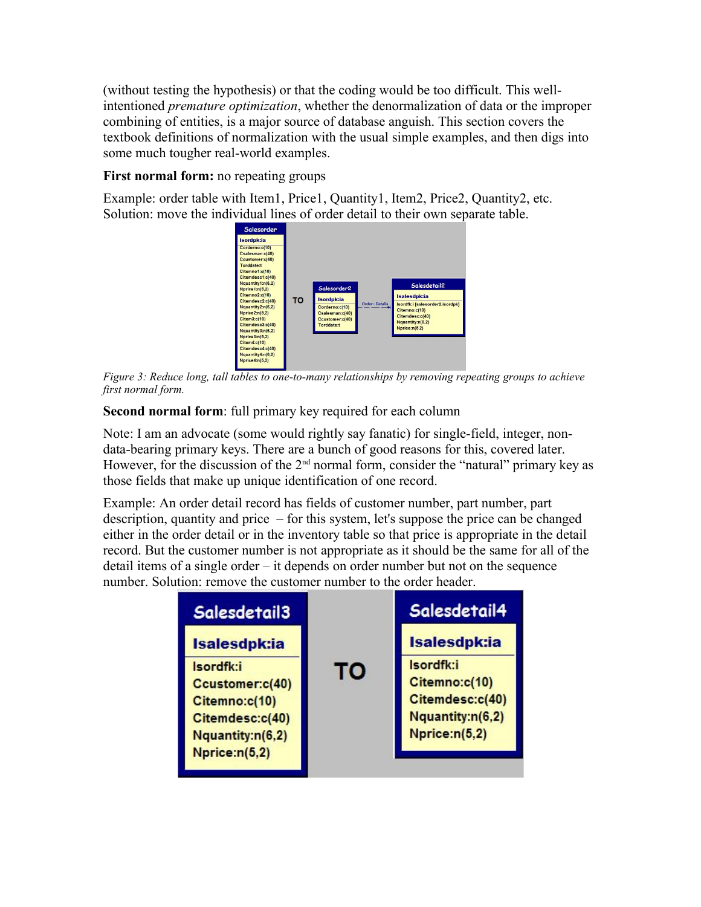(without testing the hypothesis) or that the coding would be too difficult. This well-intentioned *premature optimization*, whether the denormalization of data or the improper combining of entities, is a major source of database anguish. This section covers the textbook definitions of normalization with the usual simple examples, and then digs into some much tougher real-world examples.

**First normal form:** no repeating groups

Example: order table with Item1, Price1, Quantity1, Item2, Price2, Quantity2, etc. Solution: move the individual lines of order detail to their own separate table.

*Figure 3: Reduce long, tall tables to one-to-many relationships by removing repeating groups to achieve first normal form.*

**Second normal form**: full primary key required for each column

Note: I am an advocate (some would rightly say fanatic) for single-field, integer, non-data-bearing primary keys. There are a bunch of good reasons for this, covered later. However, for the discussion of the 2nd normal form, consider the "natural" primary key as those fields that make up unique identification of one record.

Example: An order detail record has fields of customer number, part number, part description, quantity and price – for this system, let's suppose the price can be changed either in the order detail or in the inventory table so that price is appropriate in the detail record. But the customer number is not appropriate as it should be the same for all of the detail items of a single order – it depends on order number but not on the sequence number. Solution: remove the customer number to the order header.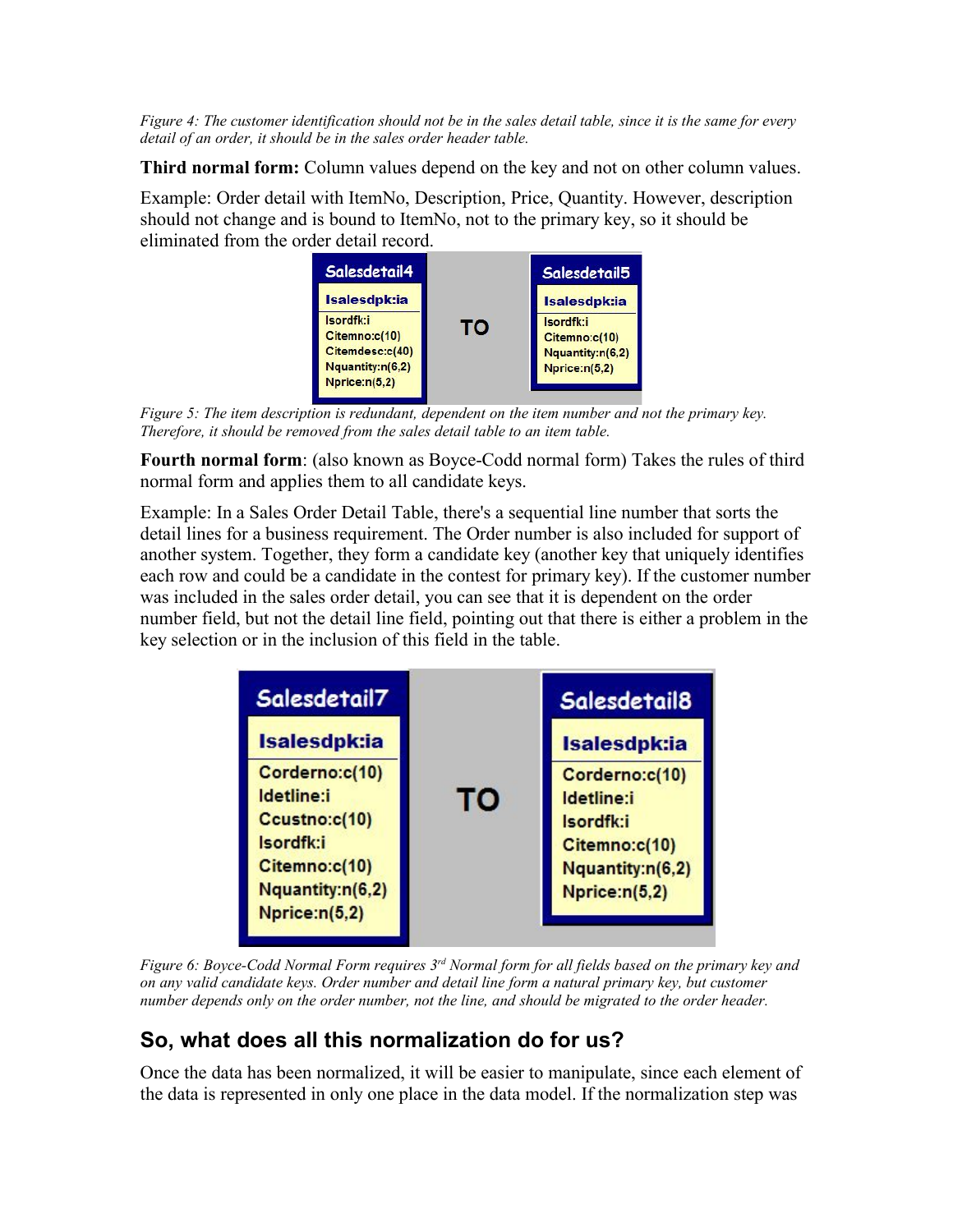*Figure 4: The customer identification should not be in the sales detail table, since it is the same for every detail of an order, it should be in the sales order header table.*

**Third normal form:** Column values depend on the key and not on other column values.

Example: Order detail with ItemNo, Description, Price, Quantity. However, description should not change and is bound to ItemNo, not to the primary key, so it should be eliminated from the order detail record.

| Salesdetail4 | | Salesdetail5 |
|---|---|---|
| Isalesdpk:ia | TO | Isalesdpk:ia |
| Isordfk:i | | Isordfk:i |
| Citemno:c(10) | | Citemno:c(10) |
| Citemdesc:c(40) | | Nquantity:n(6,2) |
| Nquantity:n(6,2) | | Nprice:n(5,2) |
| Nprice:n(5,2) | | |

*Figure 5: The item description is redundant, dependent on the item number and not the primary key. Therefore, it should be removed from the sales detail table to an item table.*

**Fourth normal form**: (also known as Boyce-Codd normal form) Takes the rules of third normal form and applies them to all candidate keys.

Example: In a Sales Order Detail Table, there's a sequential line number that sorts the detail lines for a business requirement. The Order number is also included for support of another system. Together, they form a candidate key (another key that uniquely identifies each row and could be a candidate in the contest for primary key). If the customer number was included in the sales order detail, you can see that it is dependent on the order number field, but not the detail line field, pointing out that there is either a problem in the key selection or in the inclusion of this field in the table.

| Salesdetail7 | | Salesdetail8 |
|---|---|---|
| Isalesdpk:ia | TO | Isalesdpk:ia |
| Corderno:c(10) | | Corderno:c(10) |
| Idetline:i | | Idetline:i |
| Ccustno:c(10) | | Isordfk:i |
| Isordfk:i | | Citemno:c(10) |
| Citemno:c(10) | | Nquantity:n(6,2) |
| Nquantity:n(6,2) | | Nprice:n(5,2) |
| Nprice:n(5,2) | | |

*Figure 6: Boyce-Codd Normal Form requires 3rd Normal form for all fields based on the primary key and on any valid candidate keys. Order number and detail line form a natural primary key, but customer number depends only on the order number, not the line, and should be migrated to the order header.*

## So, what does all this normalization do for us?

Once the data has been normalized, it will be easier to manipulate, since each element of the data is represented in only one place in the data model. If the normalization step was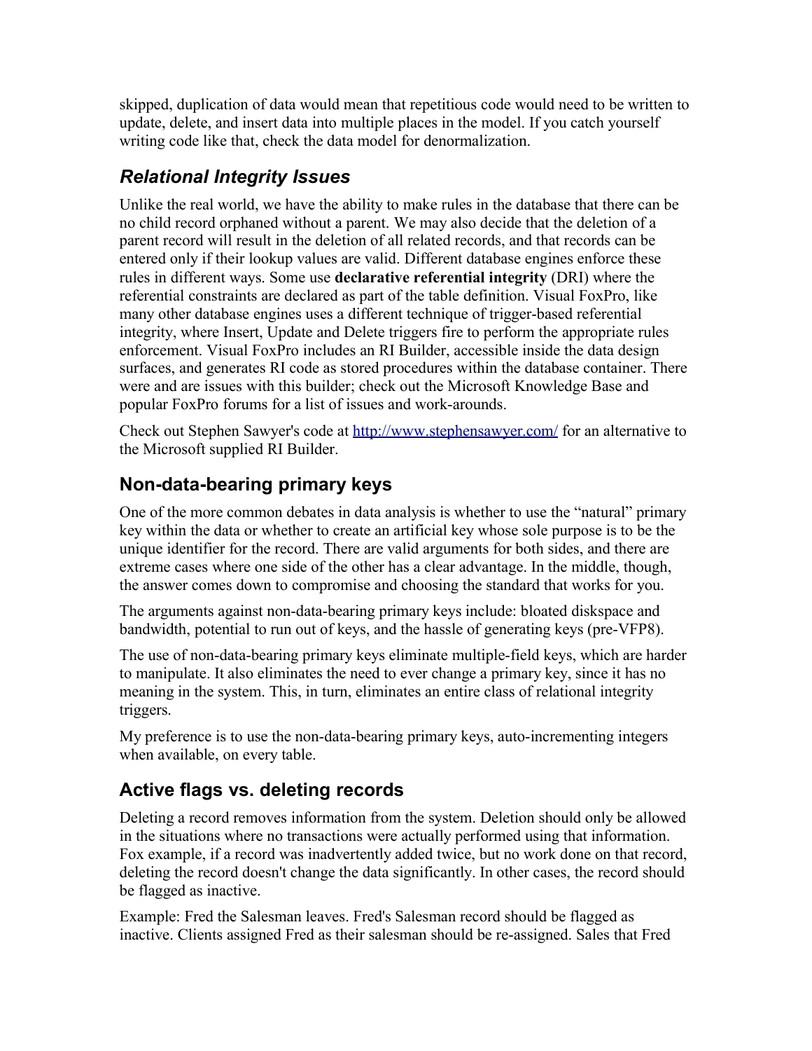skipped, duplication of data would mean that repetitious code would need to be written to update, delete, and insert data into multiple places in the model. If you catch yourself writing code like that, check the data model for denormalization.

## *Relational Integrity Issues*

Unlike the real world, we have the ability to make rules in the database that there can be no child record orphaned without a parent. We may also decide that the deletion of a parent record will result in the deletion of all related records, and that records can be entered only if their lookup values are valid. Different database engines enforce these rules in different ways. Some use **declarative referential integrity** (DRI) where the referential constraints are declared as part of the table definition. Visual FoxPro, like many other database engines uses a different technique of trigger-based referential integrity, where Insert, Update and Delete triggers fire to perform the appropriate rules enforcement. Visual FoxPro includes an RI Builder, accessible inside the data design surfaces, and generates RI code as stored procedures within the database container. There were and are issues with this builder; check out the Microsoft Knowledge Base and popular FoxPro forums for a list of issues and work-arounds.

Check out Stephen Sawyer's code at [http://www.stephensawyer.com/](http://www.stephensawyer.com/) for an alternative to the Microsoft supplied RI Builder.

## Non-data-bearing primary keys

One of the more common debates in data analysis is whether to use the "natural" primary key within the data or whether to create an artificial key whose sole purpose is to be the unique identifier for the record. There are valid arguments for both sides, and there are extreme cases where one side of the other has a clear advantage. In the middle, though, the answer comes down to compromise and choosing the standard that works for you.

The arguments against non-data-bearing primary keys include: bloated diskspace and bandwidth, potential to run out of keys, and the hassle of generating keys (pre-VFP8).

The use of non-data-bearing primary keys eliminate multiple-field keys, which are harder to manipulate. It also eliminates the need to ever change a primary key, since it has no meaning in the system. This, in turn, eliminates an entire class of relational integrity triggers.

My preference is to use the non-data-bearing primary keys, auto-incrementing integers when available, on every table.

## Active flags vs. deleting records

Deleting a record removes information from the system. Deletion should only be allowed in the situations where no transactions were actually performed using that information. Fox example, if a record was inadvertently added twice, but no work done on that record, deleting the record doesn't change the data significantly. In other cases, the record should be flagged as inactive.

Example: Fred the Salesman leaves. Fred's Salesman record should be flagged as inactive. Clients assigned Fred as their salesman should be re-assigned. Sales that Fred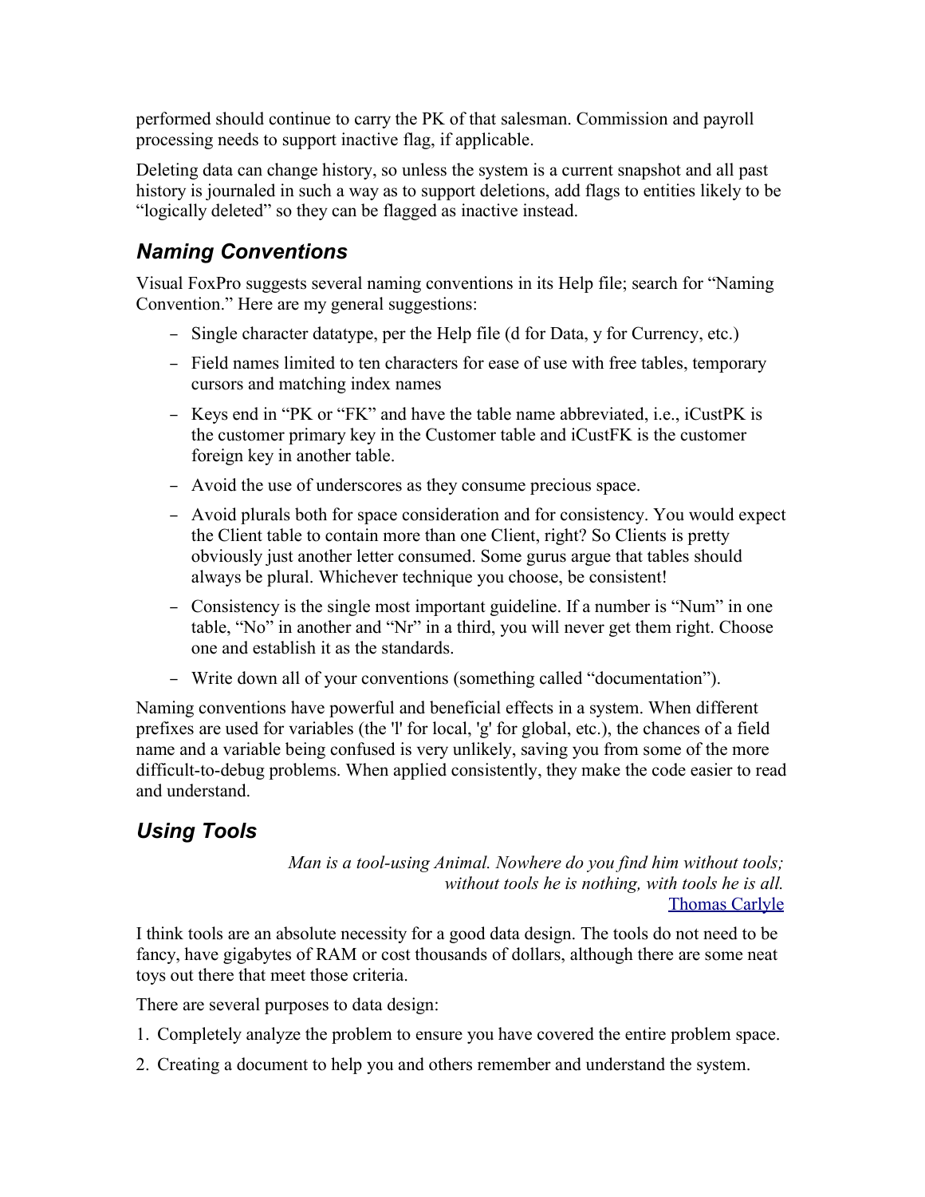performed should continue to carry the PK of that salesman. Commission and payroll processing needs to support inactive flag, if applicable.

Deleting data can change history, so unless the system is a current snapshot and all past history is journaled in such a way as to support deletions, add flags to entities likely to be "logically deleted" so they can be flagged as inactive instead.

## *Naming Conventions*

Visual FoxPro suggests several naming conventions in its Help file; search for "Naming Convention." Here are my general suggestions:

- Single character datatype, per the Help file (d for Data, y for Currency, etc.)
- Field names limited to ten characters for ease of use with free tables, temporary cursors and matching index names
- Keys end in "PK or "FK" and have the table name abbreviated, i.e., iCustPK is the customer primary key in the Customer table and iCustFK is the customer foreign key in another table.
- Avoid the use of underscores as they consume precious space.
- Avoid plurals both for space consideration and for consistency. You would expect the Client table to contain more than one Client, right? So Clients is pretty obviously just another letter consumed. Some gurus argue that tables should always be plural. Whichever technique you choose, be consistent!
- Consistency is the single most important guideline. If a number is "Num" in one table, "No" in another and "Nr" in a third, you will never get them right. Choose one and establish it as the standards.
- Write down all of your conventions (something called "documentation").

Naming conventions have powerful and beneficial effects in a system. When different prefixes are used for variables (the 'l' for local, 'g' for global, etc.), the chances of a field name and a variable being confused is very unlikely, saving you from some of the more difficult-to-debug problems. When applied consistently, they make the code easier to read and understand.

## *Using Tools*

> *Man is a tool-using Animal. Nowhere do you find him without tools; without tools he is nothing, with tools he is all.*
> Thomas Carlyle

I think tools are an absolute necessity for a good data design. The tools do not need to be fancy, have gigabytes of RAM or cost thousands of dollars, although there are some neat toys out there that meet those criteria.

There are several purposes to data design:

1. Completely analyze the problem to ensure you have covered the entire problem space.
2. Creating a document to help you and others remember and understand the system.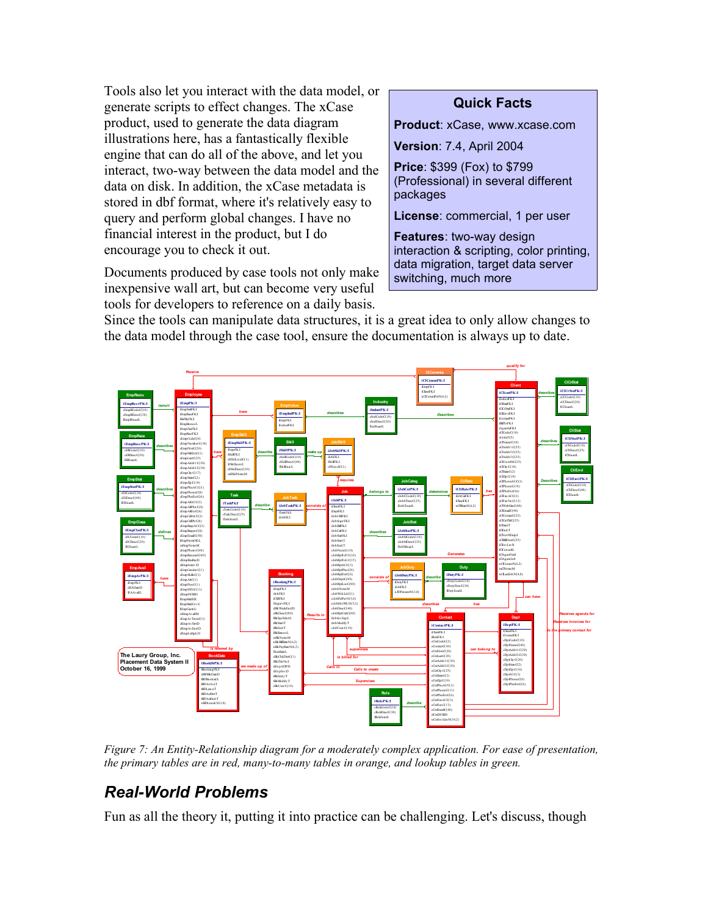Tools also let you interact with the data model, or generate scripts to effect changes. The xCase product, used to generate the data diagram illustrations here, has a fantastically flexible engine that can do all of the above, and let you interact, two-way between the data model and the data on disk. In addition, the xCase metadata is stored in dbf format, where it's relatively easy to query and perform global changes. I have no financial interest in the product, but I do encourage you to check it out.

Documents produced by case tools not only make inexpensive wall art, but can become very useful tools for developers to reference on a daily basis. Since the tools can manipulate data structures, it is a great idea to only allow changes to the data model through the case tool, ensure the documentation is always up to date.

> **Quick Facts**
>
> **Product**: xCase, www.xcase.com
>
> **Version**: 7.4, April 2004
>
> **Price**: \$399 (Fox) to \$799 (Professional) in several different packages
>
> **License**: commercial, 1 per user
>
> **Features**: two-way design interaction & scripting, color printing, data migration, target data server switching, much more

*Figure 7: An Entity-Relationship diagram for a moderately complex application. For ease of presentation, the primary tables are in red, many-to-many tables in orange, and lookup tables in green.*

## *Real-World Problems*

Fun as all the theory it, putting it into practice can be challenging. Let's discuss, though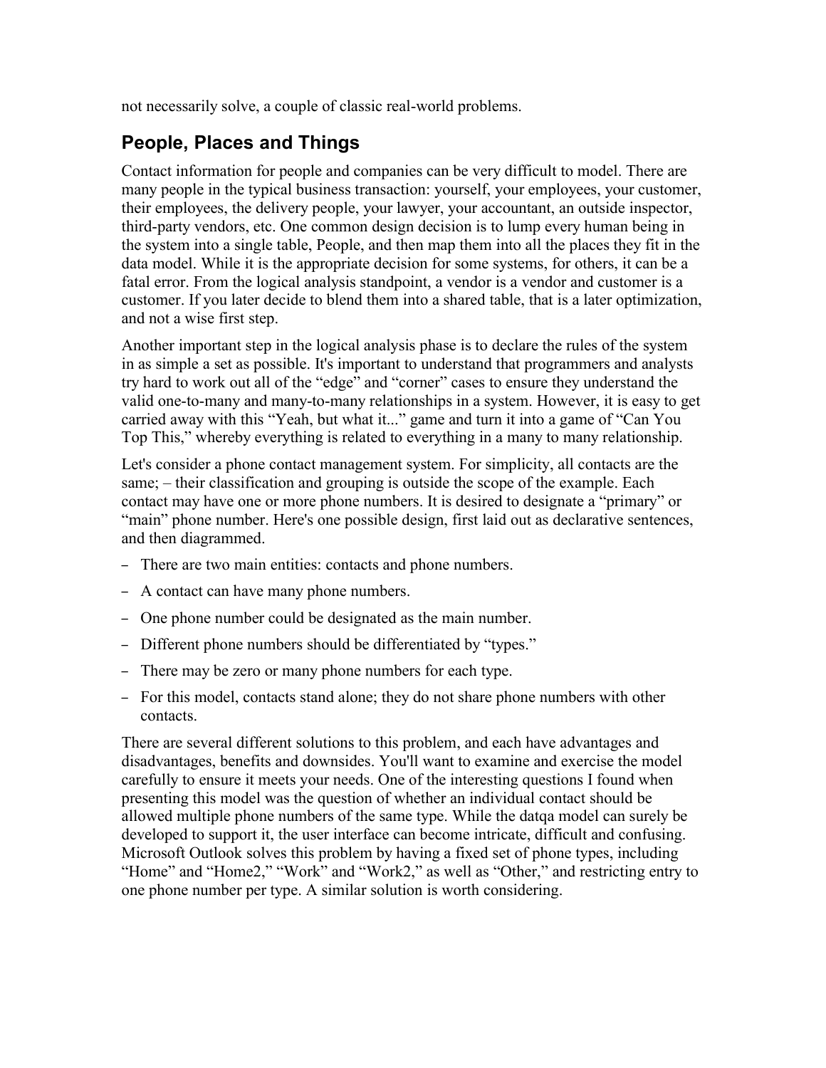not necessarily solve, a couple of classic real-world problems.

## People, Places and Things

Contact information for people and companies can be very difficult to model. There are many people in the typical business transaction: yourself, your employees, your customer, their employees, the delivery people, your lawyer, your accountant, an outside inspector, third-party vendors, etc. One common design decision is to lump every human being in the system into a single table, People, and then map them into all the places they fit in the data model. While it is the appropriate decision for some systems, for others, it can be a fatal error. From the logical analysis standpoint, a vendor is a vendor and customer is a customer. If you later decide to blend them into a shared table, that is a later optimization, and not a wise first step.

Another important step in the logical analysis phase is to declare the rules of the system in as simple a set as possible. It's important to understand that programmers and analysts try hard to work out all of the “edge” and “corner” cases to ensure they understand the valid one-to-many and many-to-many relationships in a system. However, it is easy to get carried away with this “Yeah, but what it...” game and turn it into a game of “Can You Top This,” whereby everything is related to everything in a many to many relationship.

Let's consider a phone contact management system. For simplicity, all contacts are the same; – their classification and grouping is outside the scope of the example. Each contact may have one or more phone numbers. It is desired to designate a “primary” or “main” phone number. Here's one possible design, first laid out as declarative sentences, and then diagrammed.

- There are two main entities: contacts and phone numbers.
- A contact can have many phone numbers.
- One phone number could be designated as the main number.
- Different phone numbers should be differentiated by “types.”
- There may be zero or many phone numbers for each type.
- For this model, contacts stand alone; they do not share phone numbers with other contacts.

There are several different solutions to this problem, and each have advantages and disadvantages, benefits and downsides. You'll want to examine and exercise the model carefully to ensure it meets your needs. One of the interesting questions I found when presenting this model was the question of whether an individual contact should be allowed multiple phone numbers of the same type. While the datqa model can surely be developed to support it, the user interface can become intricate, difficult and confusing. Microsoft Outlook solves this problem by having a fixed set of phone types, including “Home” and “Home2,” “Work” and “Work2,” as well as “Other,” and restricting entry to one phone number per type. A similar solution is worth considering.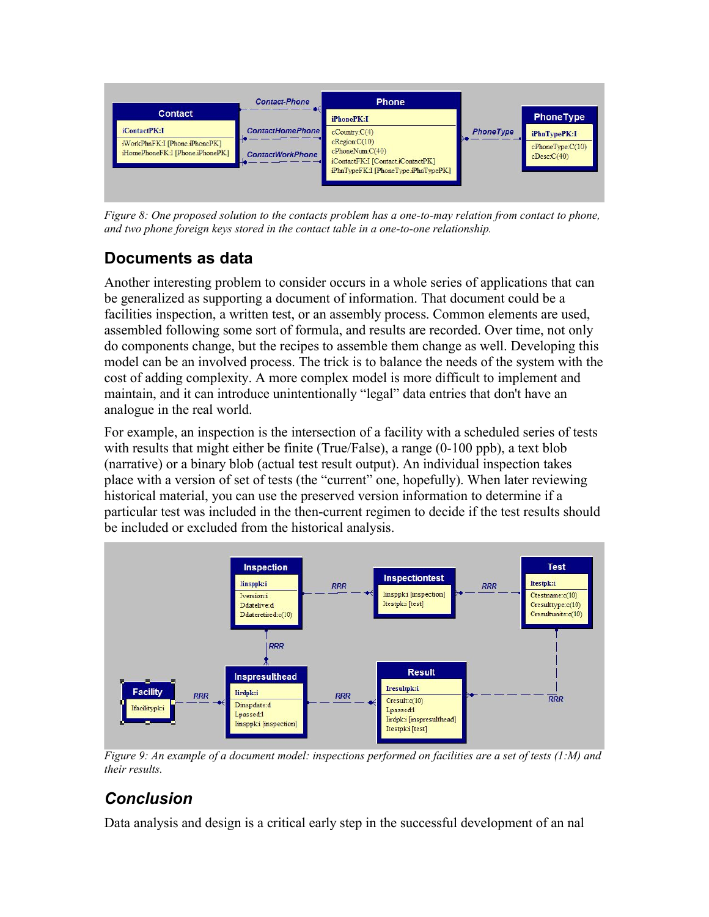*Figure 8: One proposed solution to the contacts problem has a one-to-may relation from contact to phone, and two phone foreign keys stored in the contact table in a one-to-one relationship.*

## Documents as data

Another interesting problem to consider occurs in a whole series of applications that can be generalized as supporting a document of information. That document could be a facilities inspection, a written test, or an assembly process. Common elements are used, assembled following some sort of formula, and results are recorded. Over time, not only do components change, but the recipes to assemble them change as well. Developing this model can be an involved process. The trick is to balance the needs of the system with the cost of adding complexity. A more complex model is more difficult to implement and maintain, and it can introduce unintentionally "legal" data entries that don't have an analogue in the real world.

For example, an inspection is the intersection of a facility with a scheduled series of tests with results that might either be finite (True/False), a range (0-100 ppb), a text blob (narrative) or a binary blob (actual test result output). An individual inspection takes place with a version of set of tests (the "current" one, hopefully). When later reviewing historical material, you can use the preserved version information to determine if a particular test was included in the then-current regimen to decide if the test results should be included or excluded from the historical analysis.

*Figure 9: An example of a document model: inspections performed on facilities are a set of tests (1:M) and their results.*

## Conclusion

Data analysis and design is a critical early step in the successful development of an nal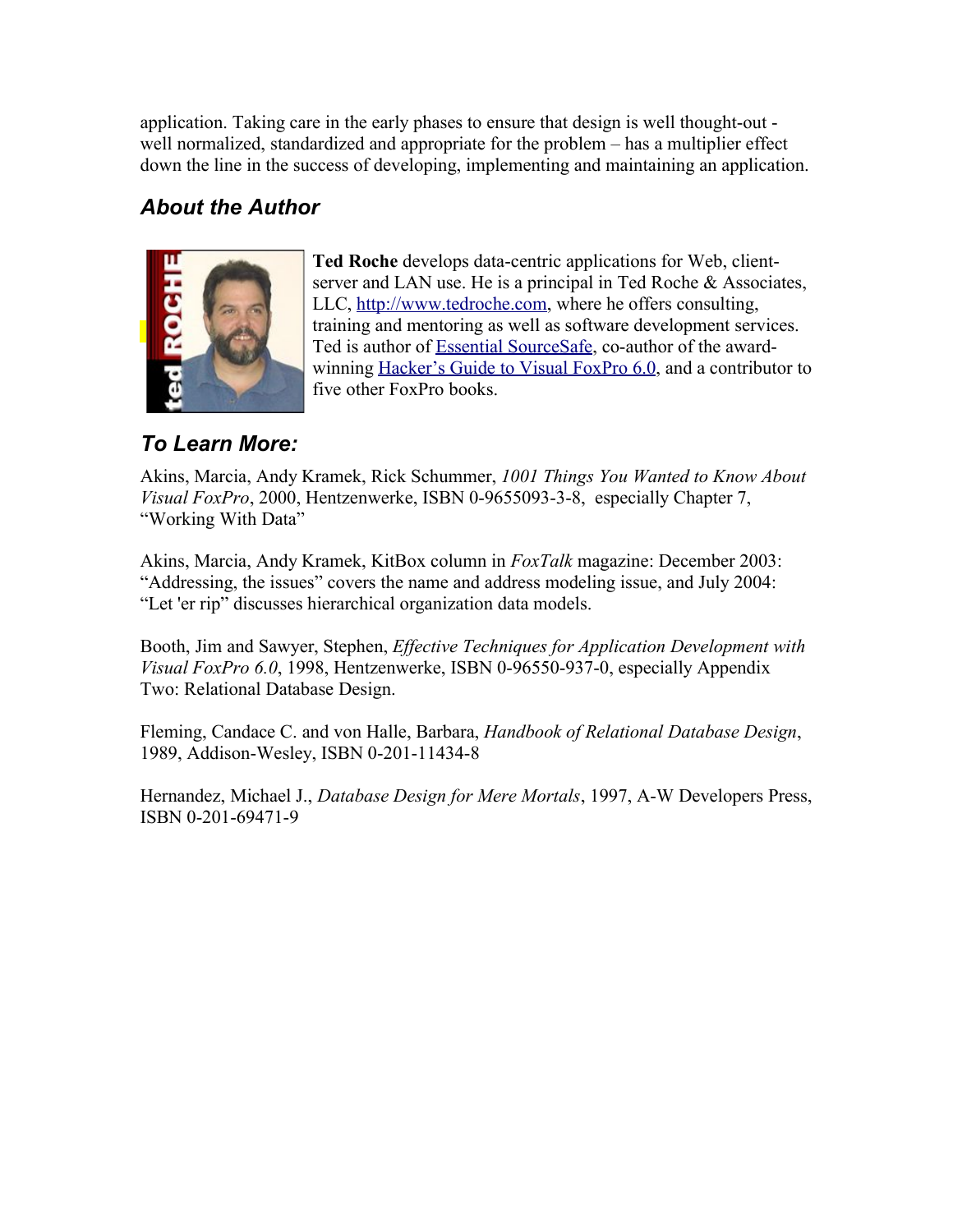application. Taking care in the early phases to ensure that design is well thought-out - well normalized, standardized and appropriate for the problem – has a multiplier effect down the line in the success of developing, implementing and maintaining an application.

## *About the Author*

**Ted Roche** develops data-centric applications for Web, client-server and LAN use. He is a principal in Ted Roche & Associates, LLC, http://www.tedroche.com, where he offers consulting, training and mentoring as well as software development services. Ted is author of Essential SourceSafe, co-author of the award-winning Hacker's Guide to Visual FoxPro 6.0, and a contributor to five other FoxPro books.

## *To Learn More:*

Akins, Marcia, Andy Kramek, Rick Schummer, *1001 Things You Wanted to Know About Visual FoxPro*, 2000, Hentzenwerke, ISBN 0-9655093-3-8, especially Chapter 7, "Working With Data"

Akins, Marcia, Andy Kramek, KitBox column in *FoxTalk* magazine: December 2003: "Addressing, the issues" covers the name and address modeling issue, and July 2004: "Let 'er rip" discusses hierarchical organization data models.

Booth, Jim and Sawyer, Stephen, *Effective Techniques for Application Development with Visual FoxPro 6.0*, 1998, Hentzenwerke, ISBN 0-96550-937-0, especially Appendix Two: Relational Database Design.

Fleming, Candace C. and von Halle, Barbara, *Handbook of Relational Database Design*, 1989, Addison-Wesley, ISBN 0-201-11434-8

Hernandez, Michael J., *Database Design for Mere Mortals*, 1997, A-W Developers Press, ISBN 0-201-69471-9